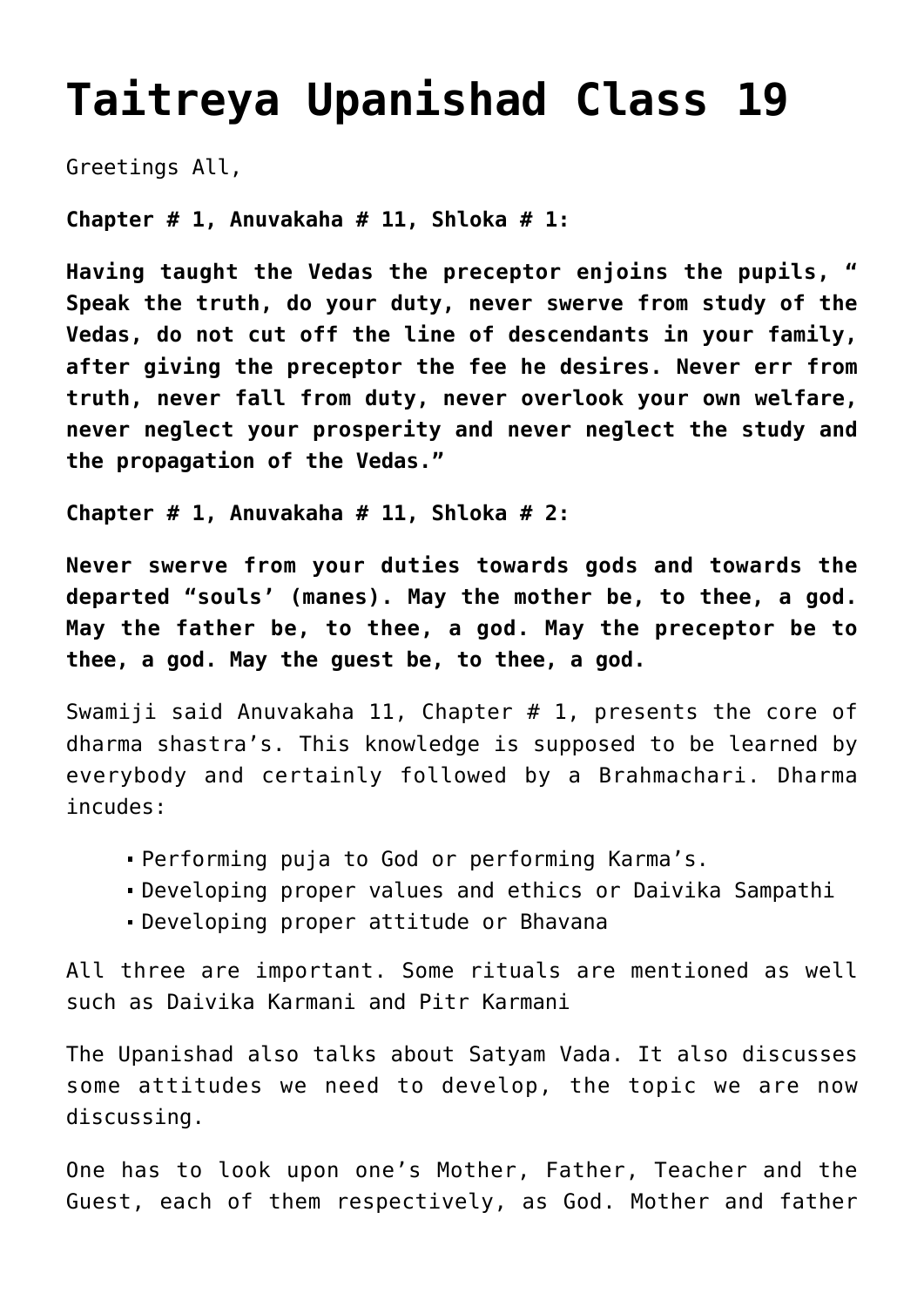# Taitreya Upanishad Class 19

Greetings All,

**Chapter # 1, Anuvakaha # 11, Shloka # 1:**

**Having taught the Vedas the preceptor enjoins the pupils, " Speak the truth, do your duty, never swerve from study of the Vedas, do not cut off the line of descendants in your family, after giving the preceptor the fee he desires. Never err from truth, never fall from duty, never overlook your own welfare, never neglect your prosperity and never neglect the study and the propagation of the Vedas."**

**Chapter # 1, Anuvakaha # 11, Shloka # 2:**

**Never swerve from your duties towards gods and towards the departed "souls' (manes). May the mother be, to thee, a god. May the father be, to thee, a god. May the preceptor be to thee, a god. May the guest be, to thee, a god.**

Swamiji said Anuvakaha 11, Chapter # 1, presents the core of dharma shastra's. This knowledge is supposed to be learned by everybody and certainly followed by a Brahmachari. Dharma incudes:

- Performing puja to God or performing Karma's.
- Developing proper values and ethics or Daivika Sampathi
- Developing proper attitude or Bhavana

All three are important. Some rituals are mentioned as well such as Daivika Karmani and Pitr Karmani

The Upanishad also talks about Satyam Vada. It also discusses some attitudes we need to develop, the topic we are now discussing.

One has to look upon one's Mother, Father, Teacher and the Guest, each of them respectively, as God. Mother and father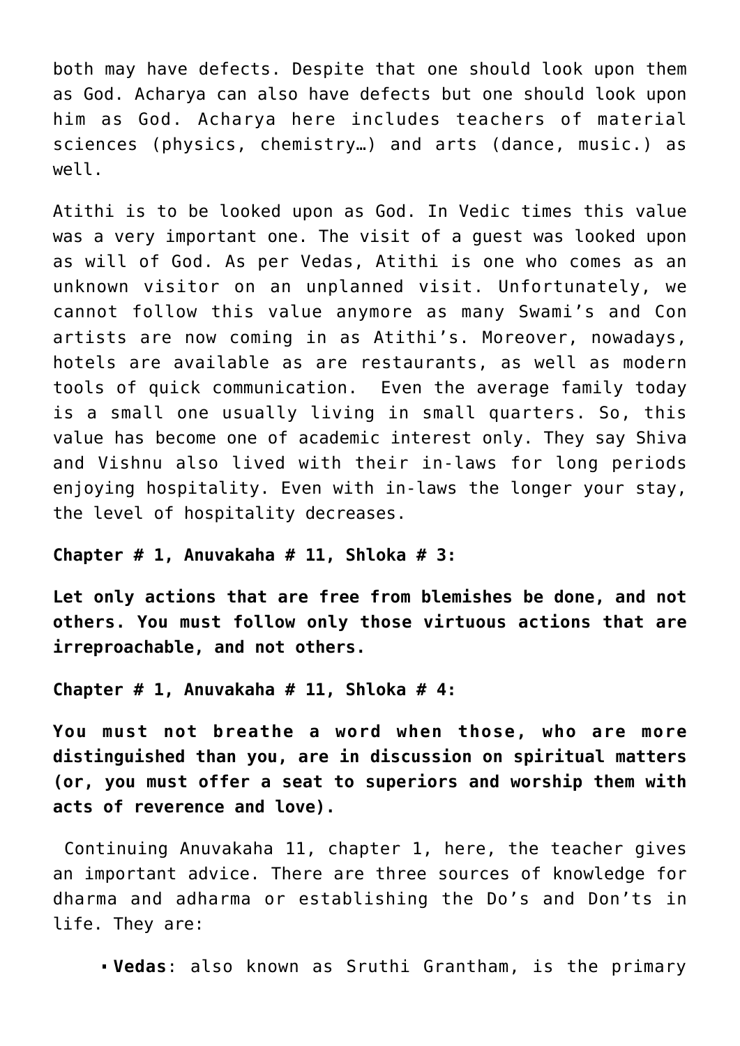both may have defects. Despite that one should look upon them as God. Acharya can also have defects but one should look upon him as God. Acharya here includes teachers of material sciences (physics, chemistry…) and arts (dance, music.) as well.

Atithi is to be looked upon as God. In Vedic times this value was a very important one. The visit of a guest was looked upon as will of God. As per Vedas, Atithi is one who comes as an unknown visitor on an unplanned visit. Unfortunately, we cannot follow this value anymore as many Swami's and Con artists are now coming in as Atithi's. Moreover, nowadays, hotels are available as are restaurants, as well as modern tools of quick communication. Even the average family today is a small one usually living in small quarters. So, this value has become one of academic interest only. They say Shiva and Vishnu also lived with their in-laws for long periods enjoying hospitality. Even with in-laws the longer your stay, the level of hospitality decreases.

**Chapter # 1, Anuvakaha # 11, Shloka # 3:**

**Let only actions that are free from blemishes be done, and not others. You must follow only those virtuous actions that are irreproachable, and not others.**

**Chapter # 1, Anuvakaha # 11, Shloka # 4:**

**You must not breathe a word when those, who are more distinguished than you, are in discussion on spiritual matters (or, you must offer a seat to superiors and worship them with acts of reverence and love).**

Continuing Anuvakaha 11, chapter 1, here, the teacher gives an important advice. There are three sources of knowledge for dharma and adharma or establishing the Do's and Don'ts in life. They are:

- **Vedas**: also known as Sruthi Grantham, is the primary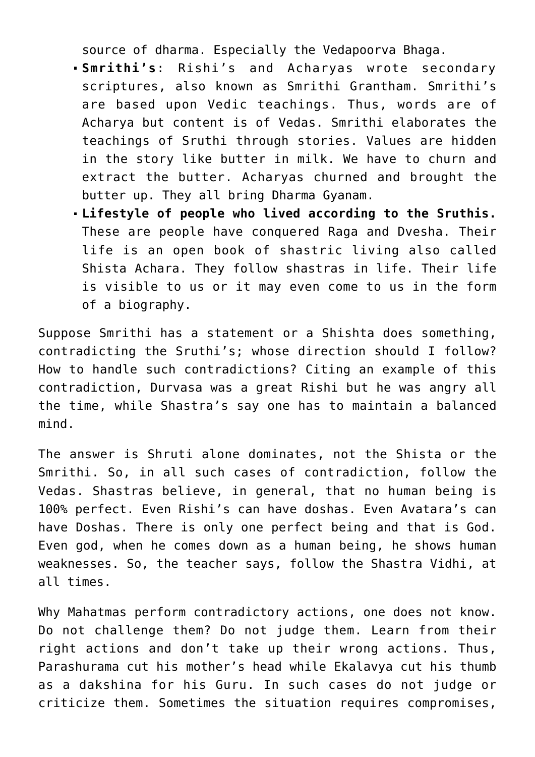source of dharma. Especially the Vedapoorva Bhaga.

- **Smrithi's**: Rishi's and Acharyas wrote secondary scriptures, also known as Smrithi Grantham. Smrithi's are based upon Vedic teachings. Thus, words are of Acharya but content is of Vedas. Smrithi elaborates the teachings of Sruthi through stories. Values are hidden in the story like butter in milk. We have to churn and extract the butter. Acharyas churned and brought the butter up. They all bring Dharma Gyanam.
- **Lifestyle of people who lived according to the Sruthis.** These are people have conquered Raga and Dvesha. Their life is an open book of shastric living also called Shista Achara. They follow shastras in life. Their life is visible to us or it may even come to us in the form of a biography.

Suppose Smrithi has a statement or a Shishta does something, contradicting the Sruthi's; whose direction should I follow? How to handle such contradictions? Citing an example of this contradiction, Durvasa was a great Rishi but he was angry all the time, while Shastra's say one has to maintain a balanced mind.

The answer is Shruti alone dominates, not the Shista or the Smrithi. So, in all such cases of contradiction, follow the Vedas. Shastras believe, in general, that no human being is 100% perfect. Even Rishi's can have doshas. Even Avatara's can have Doshas. There is only one perfect being and that is God. Even god, when he comes down as a human being, he shows human weaknesses. So, the teacher says, follow the Shastra Vidhi, at all times.

Why Mahatmas perform contradictory actions, one does not know. Do not challenge them? Do not judge them. Learn from their right actions and don't take up their wrong actions. Thus, Parashurama cut his mother's head while Ekalavya cut his thumb as a dakshina for his Guru. In such cases do not judge or criticize them. Sometimes the situation requires compromises,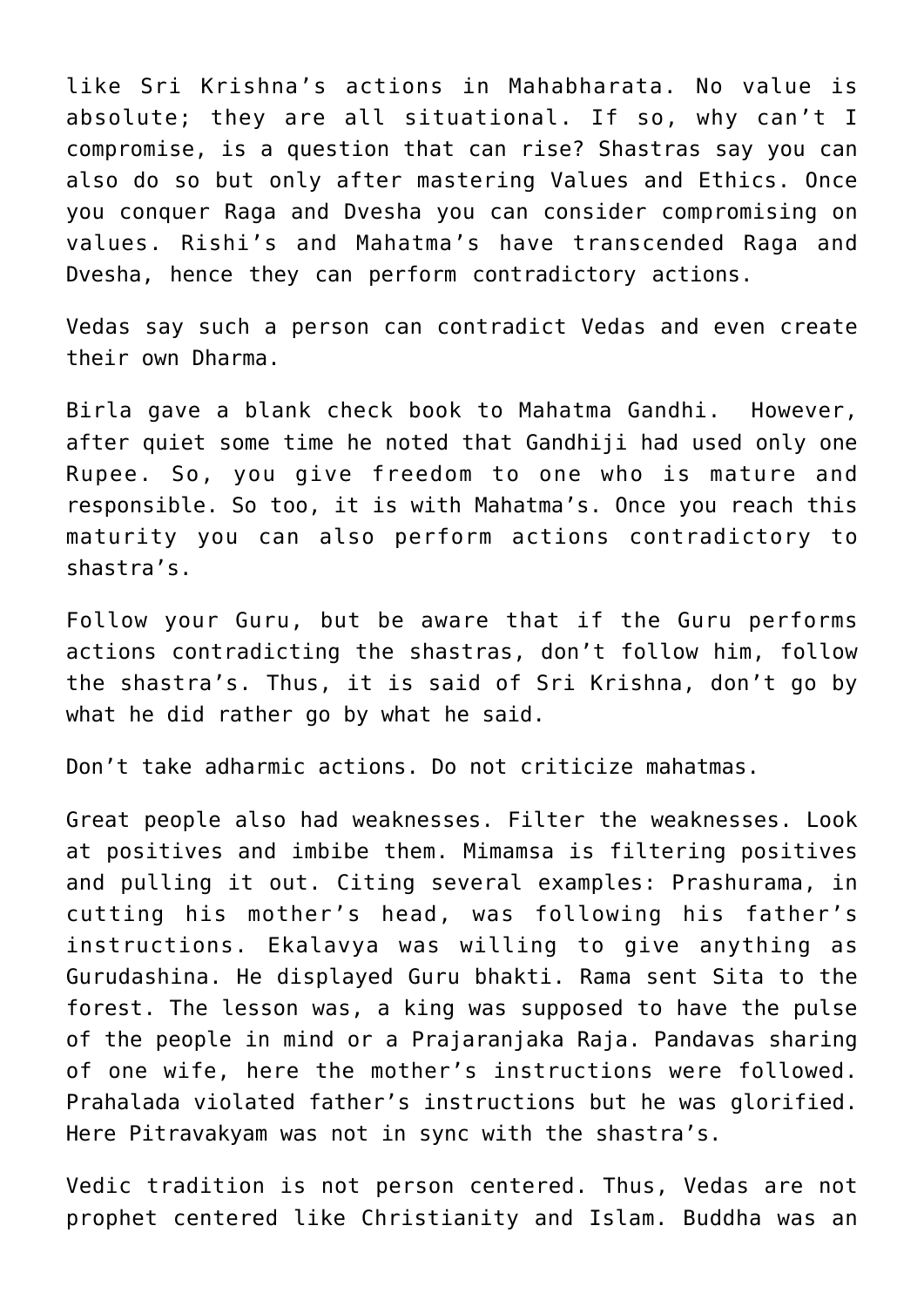like Sri Krishna's actions in Mahabharata. No value is absolute; they are all situational. If so, why can't I compromise, is a question that can rise? Shastras say you can also do so but only after mastering Values and Ethics. Once you conquer Raga and Dvesha you can consider compromising on values. Rishi's and Mahatma's have transcended Raga and Dvesha, hence they can perform contradictory actions.

Vedas say such a person can contradict Vedas and even create their own Dharma.

Birla gave a blank check book to Mahatma Gandhi. However, after quiet some time he noted that Gandhiji had used only one Rupee. So, you give freedom to one who is mature and responsible. So too, it is with Mahatma's. Once you reach this maturity you can also perform actions contradictory to shastra's.

Follow your Guru, but be aware that if the Guru performs actions contradicting the shastras, don't follow him, follow the shastra's. Thus, it is said of Sri Krishna, don't go by what he did rather go by what he said.

Don't take adharmic actions. Do not criticize mahatmas.

Great people also had weaknesses. Filter the weaknesses. Look at positives and imbibe them. Mimamsa is filtering positives and pulling it out. Citing several examples: Prashurama, in cutting his mother's head, was following his father's instructions. Ekalavya was willing to give anything as Gurudashina. He displayed Guru bhakti. Rama sent Sita to the forest. The lesson was, a king was supposed to have the pulse of the people in mind or a Prajaranjaka Raja. Pandavas sharing of one wife, here the mother's instructions were followed. Prahalada violated father's instructions but he was glorified. Here Pitravakyam was not in sync with the shastra's.

Vedic tradition is not person centered. Thus, Vedas are not prophet centered like Christianity and Islam. Buddha was an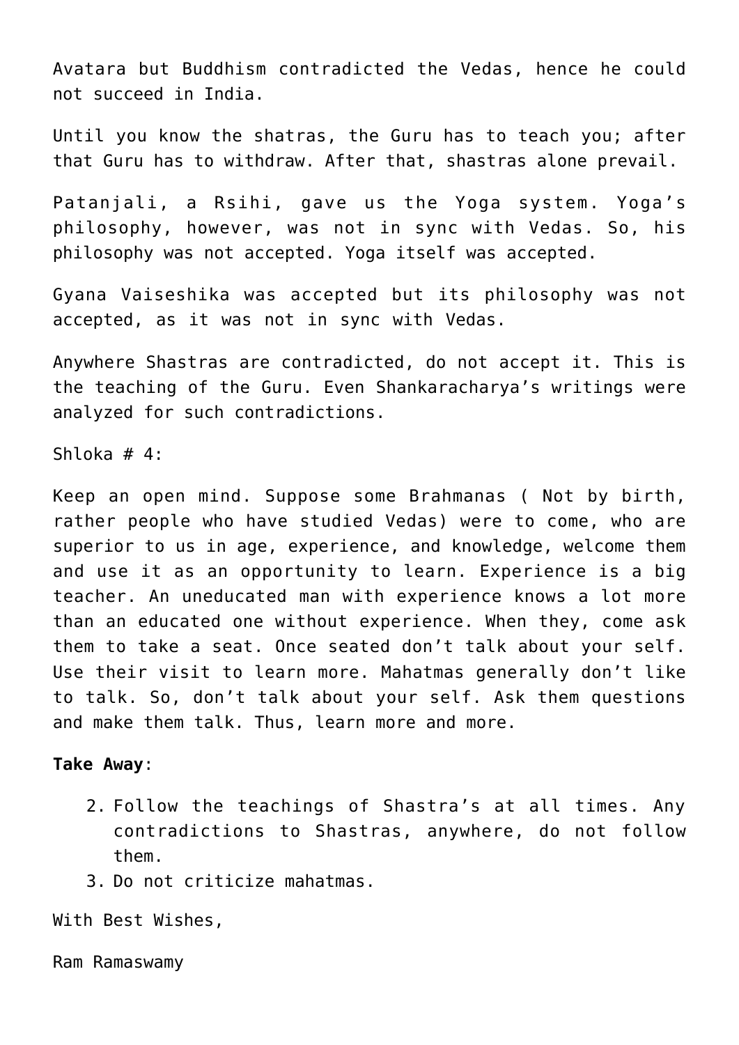Avatara but Buddhism contradicted the Vedas, hence he could not succeed in India.

Until you know the shatras, the Guru has to teach you; after that Guru has to withdraw. After that, shastras alone prevail.

Patanjali, a Rsihi, gave us the Yoga system. Yoga's philosophy, however, was not in sync with Vedas. So, his philosophy was not accepted. Yoga itself was accepted.

Gyana Vaiseshika was accepted but its philosophy was not accepted, as it was not in sync with Vedas.

Anywhere Shastras are contradicted, do not accept it. This is the teaching of the Guru. Even Shankaracharya's writings were analyzed for such contradictions.

Shloka # 4:

Keep an open mind. Suppose some Brahmanas ( Not by birth, rather people who have studied Vedas) were to come, who are superior to us in age, experience, and knowledge, welcome them and use it as an opportunity to learn. Experience is a big teacher. An uneducated man with experience knows a lot more than an educated one without experience. When they, come ask them to take a seat. Once seated don't talk about your self. Use their visit to learn more. Mahatmas generally don't like to talk. So, don't talk about your self. Ask them questions and make them talk. Thus, learn more and more.

**Take Away**:

2. Follow the teachings of Shastra's at all times. Any contradictions to Shastras, anywhere, do not follow them.
3. Do not criticize mahatmas.

With Best Wishes,

Ram Ramaswamy